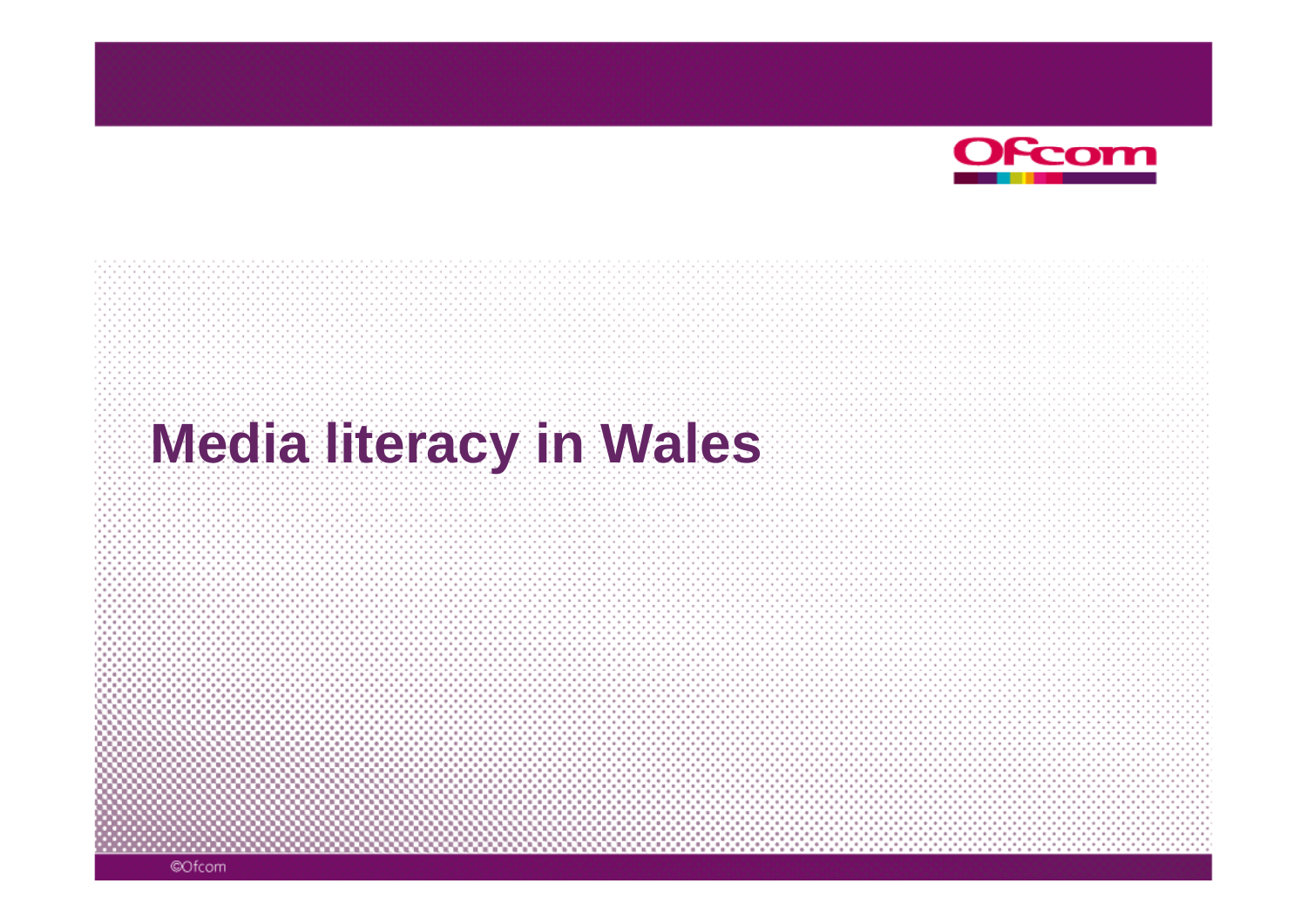# Media literacy in Wales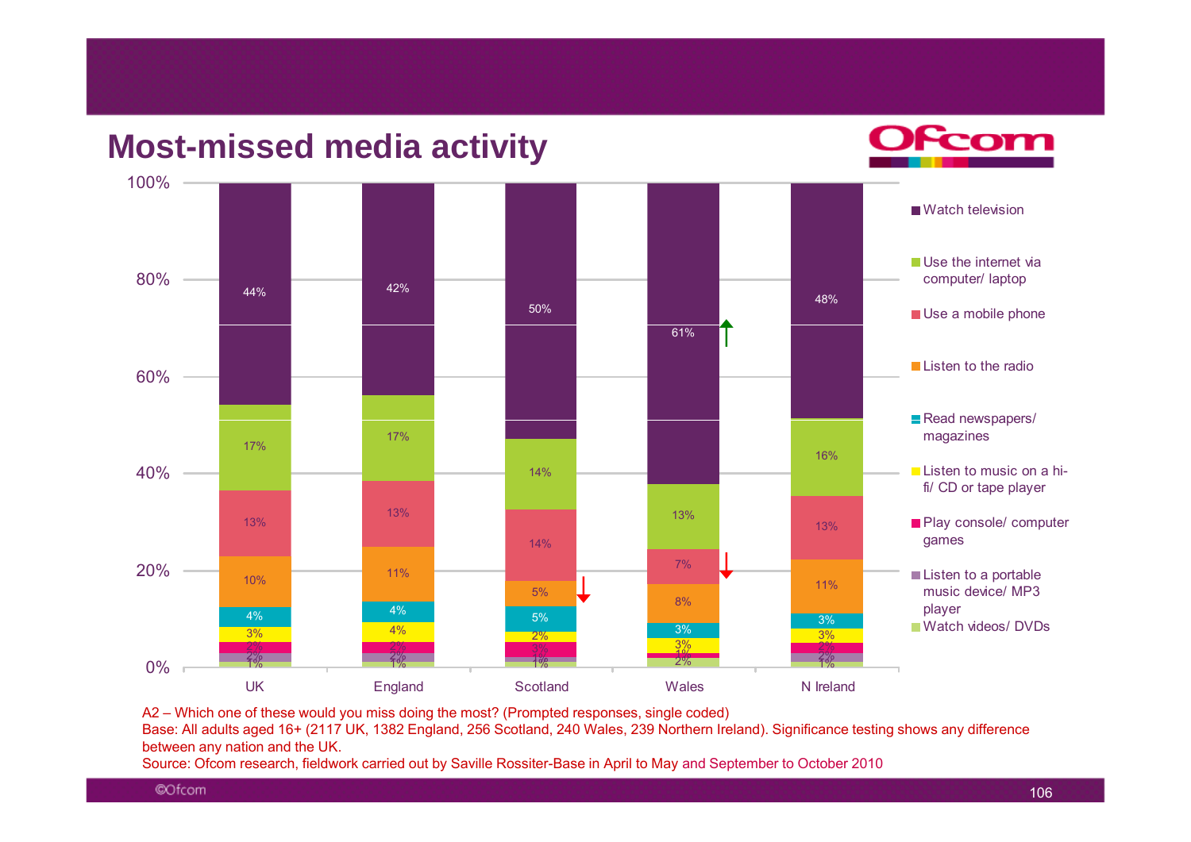# Most-missed media activity

| | UK | England | Scotland | Wales | N Ireland |
|---|---|---|---|---|---|
| Watch television | 44% | 42% | 50% | 61% ↑ | 48% |
| Use the internet via computer/ laptop | 17% | 17% | 14% | 13% | 16% |
| Use a mobile phone | 13% | 13% | 14% | 7% ↓ | 13% |
| Listen to the radio | 10% | 11% | 5% ↓ | 8% | 11% |
| Read newspapers/ magazines | 4% | 4% | 5% | 3% | 3% |
| Listen to music on a hi-fi/ CD or tape player | 3% | 4% | 2% | 3% | 3% |
| Play console/ computer games | 2% | 2% | 3% | 1% | 2% |
| Listen to a portable music device/ MP3 player | 2% | 2% | 1% | 1% | 2% |
| Watch videos/ DVDs | 1% | 1% | 1% | 2% | 1% |

A2 – Which one of these would you miss doing the most? (Prompted responses, single coded)
Base: All adults aged 16+ (2117 UK, 1382 England, 256 Scotland, 240 Wales, 239 Northern Ireland). Significance testing shows any difference between any nation and the UK.
Source: Ofcom research, fieldwork carried out by Saville Rossiter-Base in April to May and September to October 2010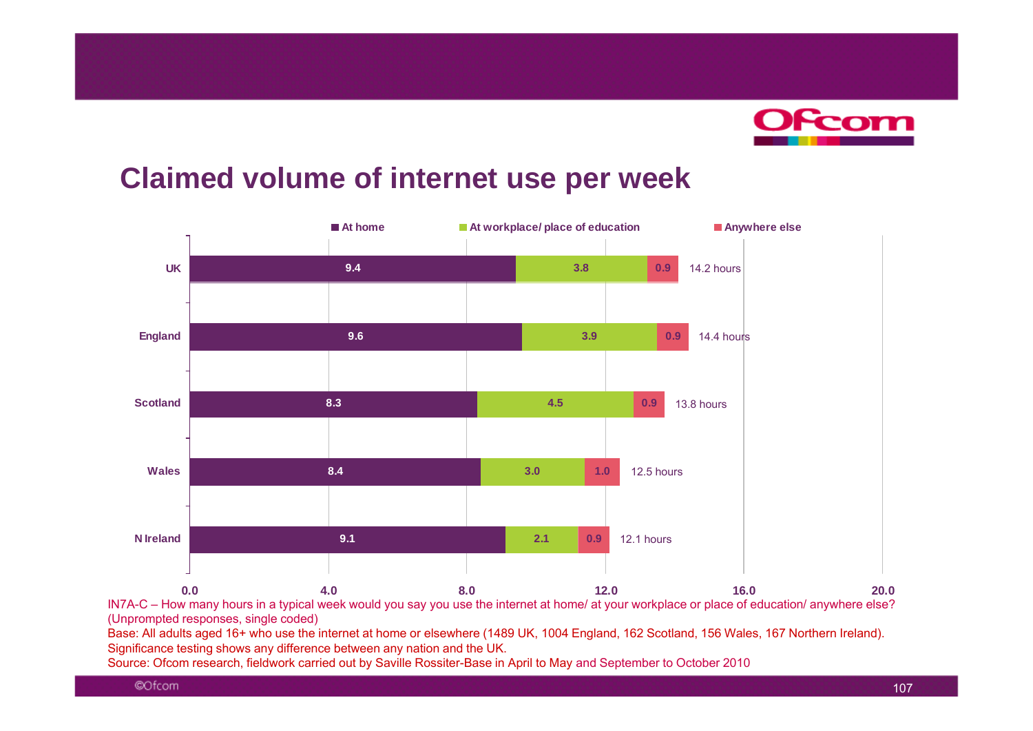# Claimed volume of internet use per week

| | At home | At workplace/ place of education | Anywhere else | Total |
|---|---|---|---|---|
| UK | 9.4 | 3.8 | 0.9 | 14.2 hours |
| England | 9.6 | 3.9 | 0.9 | 14.4 hours |
| Scotland | 8.3 | 4.5 | 0.9 | 13.8 hours |
| Wales | 8.4 | 3.0 | 1.0 | 12.5 hours |
| N Ireland | 9.1 | 2.1 | 0.9 | 12.1 hours |

IN7A-C – How many hours in a typical week would you say you use the internet at home/ at your workplace or place of education/ anywhere else? (Unprompted responses, single coded)

Base: All adults aged 16+ who use the internet at home or elsewhere (1489 UK, 1004 England, 162 Scotland, 156 Wales, 167 Northern Ireland). Significance testing shows any difference between any nation and the UK.

Source: Ofcom research, fieldwork carried out by Saville Rossiter-Base in April to May and September to October 2010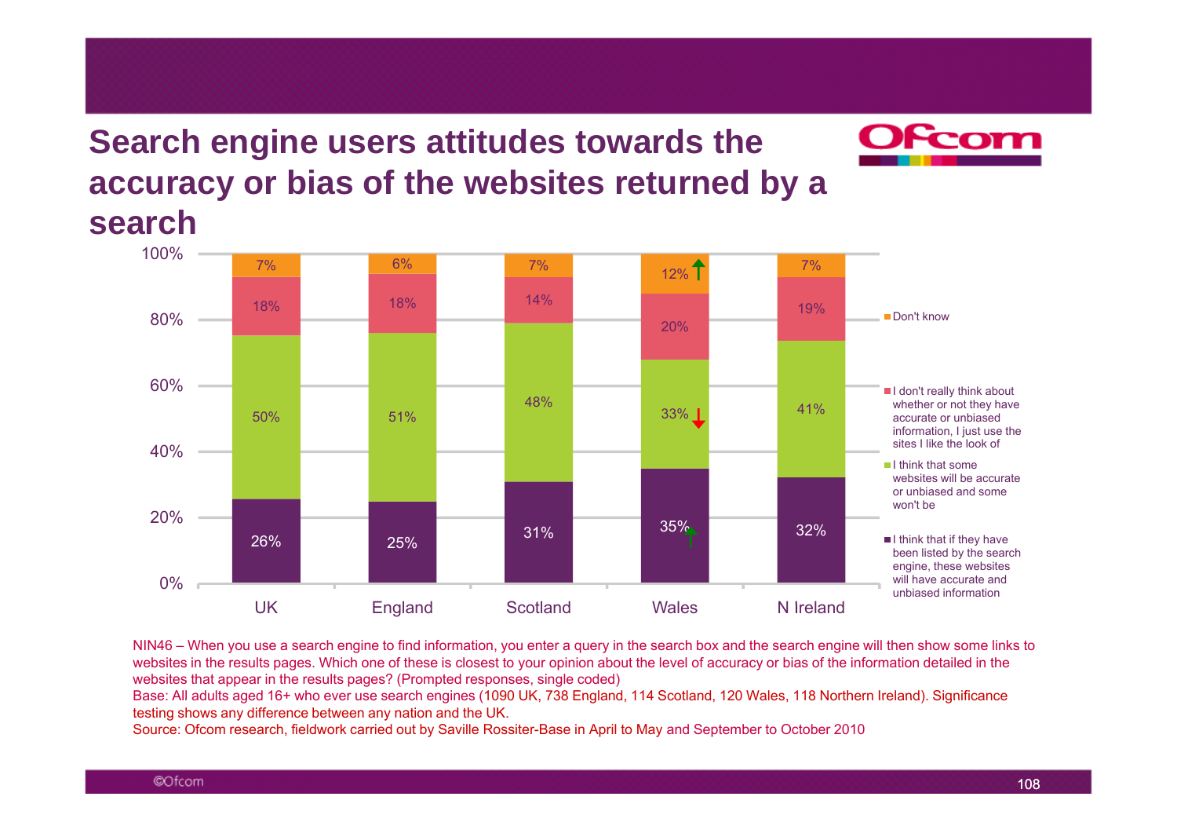# Search engine users attitudes towards the accuracy or bias of the websites returned by a search

100%
80%
60%
40%
20%
0%

UK: 7%, 18%, 50%, 26%
England: 6%, 18%, 51%, 25%
Scotland: 7%, 14%, 48%, 31%
Wales: 12%, 20%, 33%, 35%
N Ireland: 7%, 19%, 41%, 32%

UK
England
Scotland
Wales
N Ireland

- Don't know
- I don't really think about whether or not they have accurate or unbiased information, I just use the sites I like the look of
- I think that some websites will be accurate or unbiased and some won't be
- I think that if they have been listed by the search engine, these websites will have accurate and unbiased information

NIN46 – When you use a search engine to find information, you enter a query in the search box and the search engine will then show some links to websites in the results pages. Which one of these is closest to your opinion about the level of accuracy or bias of the information detailed in the websites that appear in the results pages? (Prompted responses, single coded)

Base: All adults aged 16+ who ever use search engines (1090 UK, 738 England, 114 Scotland, 120 Wales, 118 Northern Ireland). Significance testing shows any difference between any nation and the UK.

Source: Ofcom research, fieldwork carried out by Saville Rossiter-Base in April to May and September to October 2010